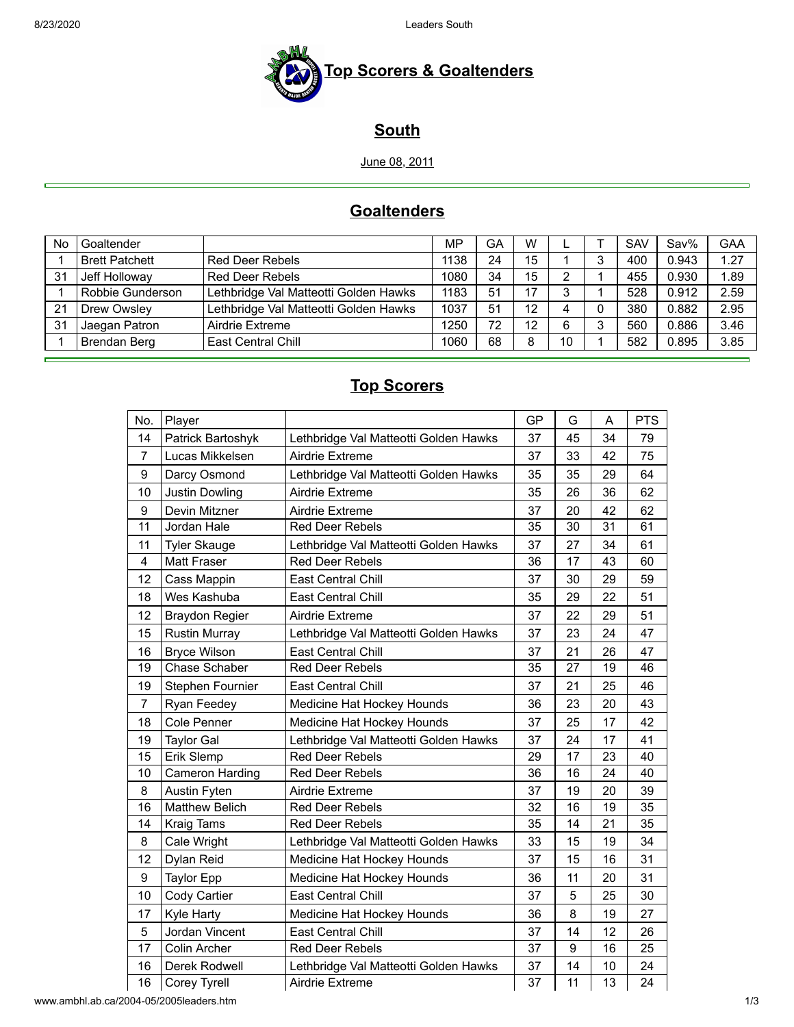# Top Scorers & Goaltenders

## South

June 08, 2011

## Goaltenders

| No | Goaltender | | MP | GA | W | L | T | SAV | Sav% | GAA |
|---|---|---|---|---|---|---|---|---|---|---|
| 1 | Brett Patchett | Red Deer Rebels | 1138 | 24 | 15 | 1 | 3 | 400 | 0.943 | 1.27 |
| 31 | Jeff Holloway | Red Deer Rebels | 1080 | 34 | 15 | 2 | 1 | 455 | 0.930 | 1.89 |
| 1 | Robbie Gunderson | Lethbridge Val Matteotti Golden Hawks | 1183 | 51 | 17 | 3 | 1 | 528 | 0.912 | 2.59 |
| 21 | Drew Owsley | Lethbridge Val Matteotti Golden Hawks | 1037 | 51 | 12 | 4 | 0 | 380 | 0.882 | 2.95 |
| 31 | Jaegan Patron | Airdrie Extreme | 1250 | 72 | 12 | 6 | 3 | 560 | 0.886 | 3.46 |
| 1 | Brendan Berg | East Central Chill | 1060 | 68 | 8 | 10 | 1 | 582 | 0.895 | 3.85 |

## Top Scorers

| No. | Player | | GP | G | A | PTS |
|---|---|---|---|---|---|---|
| 14 | Patrick Bartoshyk | Lethbridge Val Matteotti Golden Hawks | 37 | 45 | 34 | 79 |
| 7 | Lucas Mikkelsen | Airdrie Extreme | 37 | 33 | 42 | 75 |
| 9 | Darcy Osmond | Lethbridge Val Matteotti Golden Hawks | 35 | 35 | 29 | 64 |
| 10 | Justin Dowling | Airdrie Extreme | 35 | 26 | 36 | 62 |
| 9 | Devin Mitzner | Airdrie Extreme | 37 | 20 | 42 | 62 |
| 11 | Jordan Hale | Red Deer Rebels | 35 | 30 | 31 | 61 |
| 11 | Tyler Skauge | Lethbridge Val Matteotti Golden Hawks | 37 | 27 | 34 | 61 |
| 4 | Matt Fraser | Red Deer Rebels | 36 | 17 | 43 | 60 |
| 12 | Cass Mappin | East Central Chill | 37 | 30 | 29 | 59 |
| 18 | Wes Kashuba | East Central Chill | 35 | 29 | 22 | 51 |
| 12 | Braydon Regier | Airdrie Extreme | 37 | 22 | 29 | 51 |
| 15 | Rustin Murray | Lethbridge Val Matteotti Golden Hawks | 37 | 23 | 24 | 47 |
| 16 | Bryce Wilson | East Central Chill | 37 | 21 | 26 | 47 |
| 19 | Chase Schaber | Red Deer Rebels | 35 | 27 | 19 | 46 |
| 19 | Stephen Fournier | East Central Chill | 37 | 21 | 25 | 46 |
| 7 | Ryan Feedey | Medicine Hat Hockey Hounds | 36 | 23 | 20 | 43 |
| 18 | Cole Penner | Medicine Hat Hockey Hounds | 37 | 25 | 17 | 42 |
| 19 | Taylor Gal | Lethbridge Val Matteotti Golden Hawks | 37 | 24 | 17 | 41 |
| 15 | Erik Slemp | Red Deer Rebels | 29 | 17 | 23 | 40 |
| 10 | Cameron Harding | Red Deer Rebels | 36 | 16 | 24 | 40 |
| 8 | Austin Fyten | Airdrie Extreme | 37 | 19 | 20 | 39 |
| 16 | Matthew Belich | Red Deer Rebels | 32 | 16 | 19 | 35 |
| 14 | Kraig Tams | Red Deer Rebels | 35 | 14 | 21 | 35 |
| 8 | Cale Wright | Lethbridge Val Matteotti Golden Hawks | 33 | 15 | 19 | 34 |
| 12 | Dylan Reid | Medicine Hat Hockey Hounds | 37 | 15 | 16 | 31 |
| 9 | Taylor Epp | Medicine Hat Hockey Hounds | 36 | 11 | 20 | 31 |
| 10 | Cody Cartier | East Central Chill | 37 | 5 | 25 | 30 |
| 17 | Kyle Harty | Medicine Hat Hockey Hounds | 36 | 8 | 19 | 27 |
| 5 | Jordan Vincent | East Central Chill | 37 | 14 | 12 | 26 |
| 17 | Colin Archer | Red Deer Rebels | 37 | 9 | 16 | 25 |
| 16 | Derek Rodwell | Lethbridge Val Matteotti Golden Hawks | 37 | 14 | 10 | 24 |
| 16 | Corey Tyrell | Airdrie Extreme | 37 | 11 | 13 | 24 |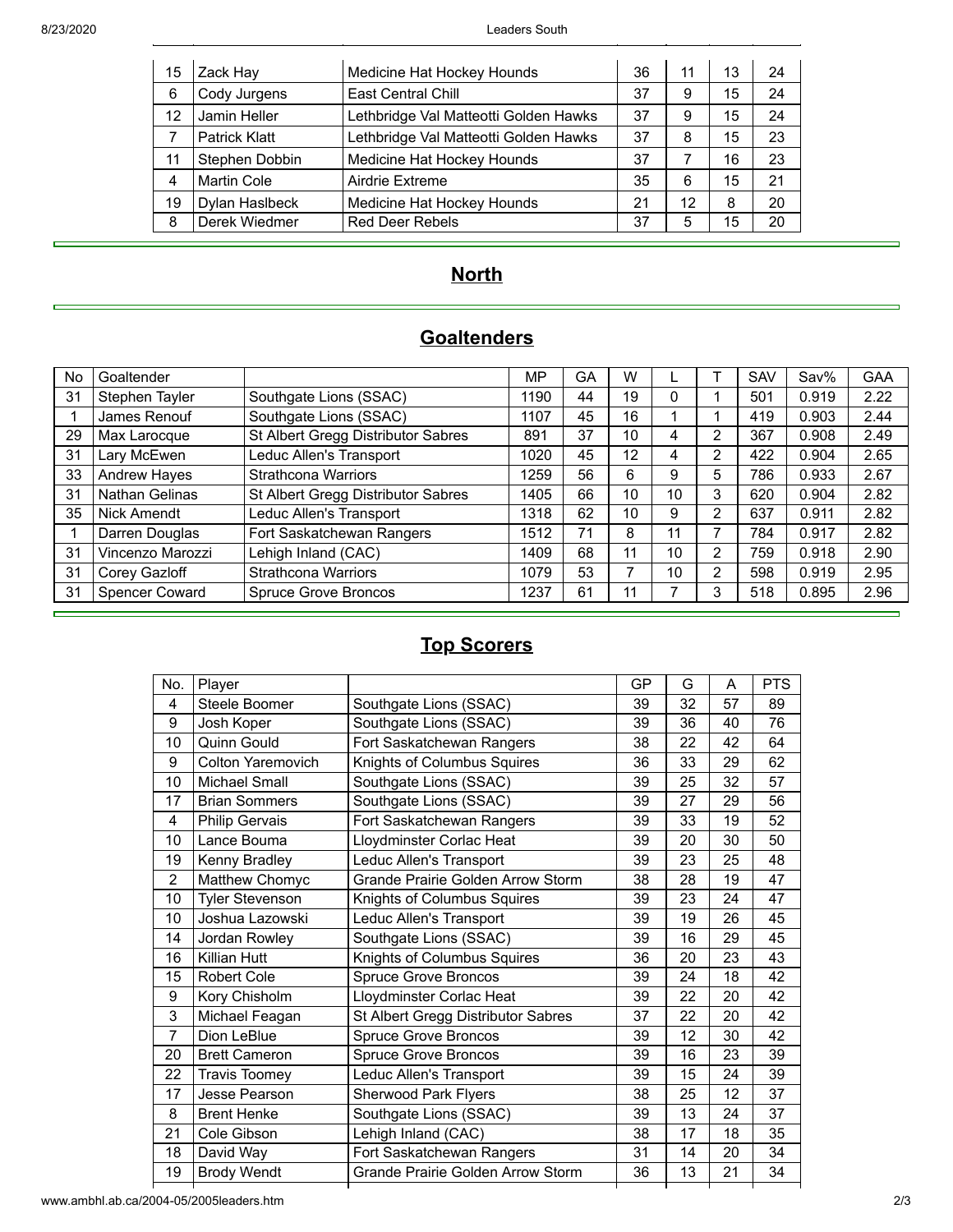| | | | | | | |
|---|---|---|---|---|---|---|
| 15 | Zack Hay | Medicine Hat Hockey Hounds | 36 | 11 | 13 | 24 |
| 6 | Cody Jurgens | East Central Chill | 37 | 9 | 15 | 24 |
| 12 | Jamin Heller | Lethbridge Val Matteotti Golden Hawks | 37 | 9 | 15 | 24 |
| 7 | Patrick Klatt | Lethbridge Val Matteotti Golden Hawks | 37 | 8 | 15 | 23 |
| 11 | Stephen Dobbin | Medicine Hat Hockey Hounds | 37 | 7 | 16 | 23 |
| 4 | Martin Cole | Airdrie Extreme | 35 | 6 | 15 | 21 |
| 19 | Dylan Haslbeck | Medicine Hat Hockey Hounds | 21 | 12 | 8 | 20 |
| 8 | Derek Wiedmer | Red Deer Rebels | 37 | 5 | 15 | 20 |

# North

## Goaltenders

| No | Goaltender | | MP | GA | W | L | T | SAV | Sav% | GAA |
|---|---|---|---|---|---|---|---|---|---|---|
| 31 | Stephen Tayler | Southgate Lions (SSAC) | 1190 | 44 | 19 | 0 | 1 | 501 | 0.919 | 2.22 |
| 1 | James Renouf | Southgate Lions (SSAC) | 1107 | 45 | 16 | 1 | 1 | 419 | 0.903 | 2.44 |
| 29 | Max Larocque | St Albert Gregg Distributor Sabres | 891 | 37 | 10 | 4 | 2 | 367 | 0.908 | 2.49 |
| 31 | Lary McEwen | Leduc Allen's Transport | 1020 | 45 | 12 | 4 | 2 | 422 | 0.904 | 2.65 |
| 33 | Andrew Hayes | Strathcona Warriors | 1259 | 56 | 6 | 9 | 5 | 786 | 0.933 | 2.67 |
| 31 | Nathan Gelinas | St Albert Gregg Distributor Sabres | 1405 | 66 | 10 | 10 | 3 | 620 | 0.904 | 2.82 |
| 35 | Nick Amendt | Leduc Allen's Transport | 1318 | 62 | 10 | 9 | 2 | 637 | 0.911 | 2.82 |
| 1 | Darren Douglas | Fort Saskatchewan Rangers | 1512 | 71 | 8 | 11 | 7 | 784 | 0.917 | 2.82 |
| 31 | Vincenzo Marozzi | Lehigh Inland (CAC) | 1409 | 68 | 11 | 10 | 2 | 759 | 0.918 | 2.90 |
| 31 | Corey Gazloff | Strathcona Warriors | 1079 | 53 | 7 | 10 | 2 | 598 | 0.919 | 2.95 |
| 31 | Spencer Coward | Spruce Grove Broncos | 1237 | 61 | 11 | 7 | 3 | 518 | 0.895 | 2.96 |

## Top Scorers

| No. | Player | | GP | G | A | PTS |
|---|---|---|---|---|---|---|
| 4 | Steele Boomer | Southgate Lions (SSAC) | 39 | 32 | 57 | 89 |
| 9 | Josh Koper | Southgate Lions (SSAC) | 39 | 36 | 40 | 76 |
| 10 | Quinn Gould | Fort Saskatchewan Rangers | 38 | 22 | 42 | 64 |
| 9 | Colton Yaremovich | Knights of Columbus Squires | 36 | 33 | 29 | 62 |
| 10 | Michael Small | Southgate Lions (SSAC) | 39 | 25 | 32 | 57 |
| 17 | Brian Sommers | Southgate Lions (SSAC) | 39 | 27 | 29 | 56 |
| 4 | Philip Gervais | Fort Saskatchewan Rangers | 39 | 33 | 19 | 52 |
| 10 | Lance Bouma | Lloydminster Corlac Heat | 39 | 20 | 30 | 50 |
| 19 | Kenny Bradley | Leduc Allen's Transport | 39 | 23 | 25 | 48 |
| 2 | Matthew Chomyc | Grande Prairie Golden Arrow Storm | 38 | 28 | 19 | 47 |
| 10 | Tyler Stevenson | Knights of Columbus Squires | 39 | 23 | 24 | 47 |
| 10 | Joshua Lazowski | Leduc Allen's Transport | 39 | 19 | 26 | 45 |
| 14 | Jordan Rowley | Southgate Lions (SSAC) | 39 | 16 | 29 | 45 |
| 16 | Killian Hutt | Knights of Columbus Squires | 36 | 20 | 23 | 43 |
| 15 | Robert Cole | Spruce Grove Broncos | 39 | 24 | 18 | 42 |
| 9 | Kory Chisholm | Lloydminster Corlac Heat | 39 | 22 | 20 | 42 |
| 3 | Michael Feagan | St Albert Gregg Distributor Sabres | 37 | 22 | 20 | 42 |
| 7 | Dion LeBlue | Spruce Grove Broncos | 39 | 12 | 30 | 42 |
| 20 | Brett Cameron | Spruce Grove Broncos | 39 | 16 | 23 | 39 |
| 22 | Travis Toomey | Leduc Allen's Transport | 39 | 15 | 24 | 39 |
| 17 | Jesse Pearson | Sherwood Park Flyers | 38 | 25 | 12 | 37 |
| 8 | Brent Henke | Southgate Lions (SSAC) | 39 | 13 | 24 | 37 |
| 21 | Cole Gibson | Lehigh Inland (CAC) | 38 | 17 | 18 | 35 |
| 18 | David Way | Fort Saskatchewan Rangers | 31 | 14 | 20 | 34 |
| 19 | Brody Wendt | Grande Prairie Golden Arrow Storm | 36 | 13 | 21 | 34 |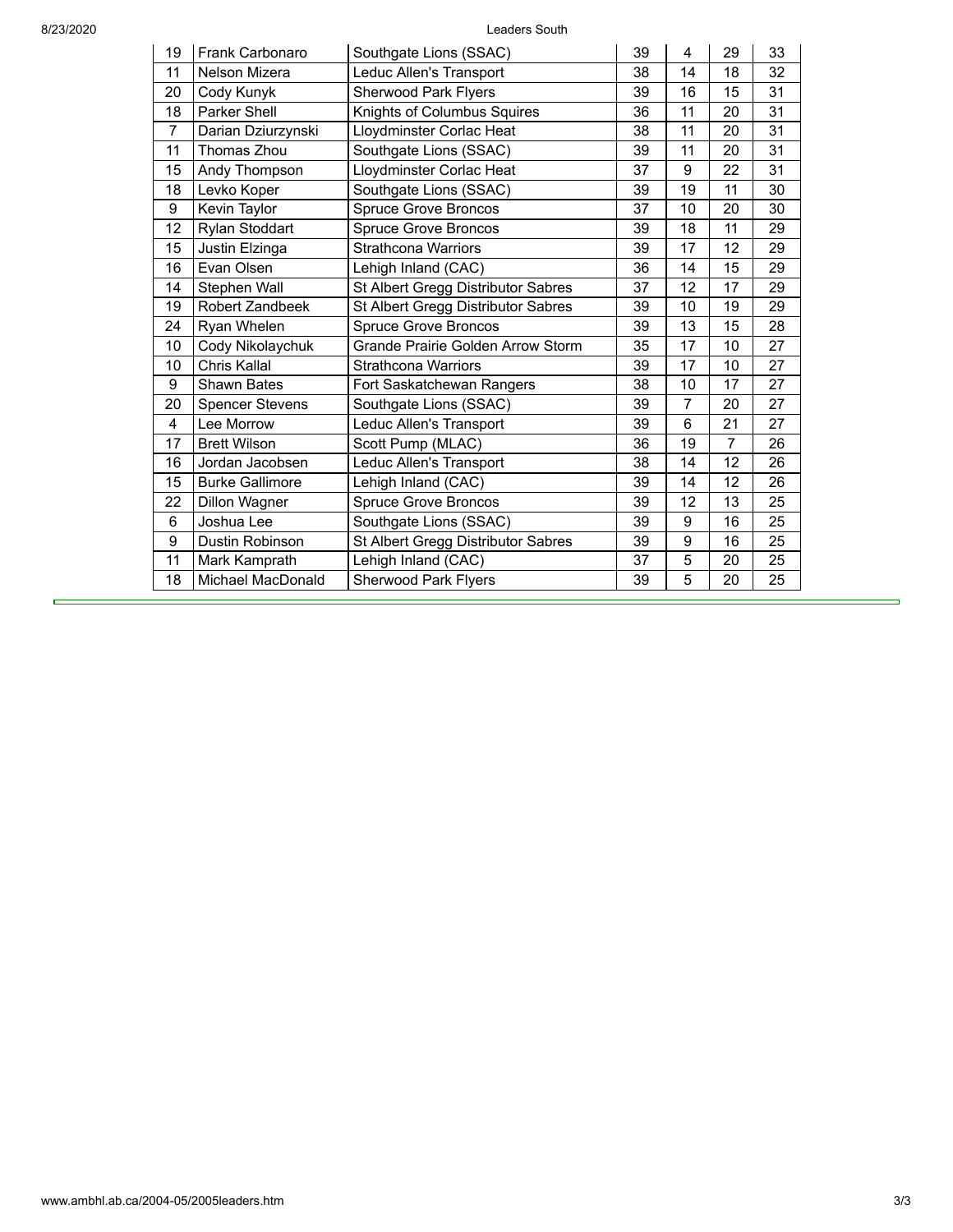| | | | | | | |
|---|---|---|---|---|---|---|
| 19 | Frank Carbonaro | Southgate Lions (SSAC) | 39 | 4 | 29 | 33 |
| 11 | Nelson Mizera | Leduc Allen's Transport | 38 | 14 | 18 | 32 |
| 20 | Cody Kunyk | Sherwood Park Flyers | 39 | 16 | 15 | 31 |
| 18 | Parker Shell | Knights of Columbus Squires | 36 | 11 | 20 | 31 |
| 7 | Darian Dziurzynski | Lloydminster Corlac Heat | 38 | 11 | 20 | 31 |
| 11 | Thomas Zhou | Southgate Lions (SSAC) | 39 | 11 | 20 | 31 |
| 15 | Andy Thompson | Lloydminster Corlac Heat | 37 | 9 | 22 | 31 |
| 18 | Levko Koper | Southgate Lions (SSAC) | 39 | 19 | 11 | 30 |
| 9 | Kevin Taylor | Spruce Grove Broncos | 37 | 10 | 20 | 30 |
| 12 | Rylan Stoddart | Spruce Grove Broncos | 39 | 18 | 11 | 29 |
| 15 | Justin Elzinga | Strathcona Warriors | 39 | 17 | 12 | 29 |
| 16 | Evan Olsen | Lehigh Inland (CAC) | 36 | 14 | 15 | 29 |
| 14 | Stephen Wall | St Albert Gregg Distributor Sabres | 37 | 12 | 17 | 29 |
| 19 | Robert Zandbeek | St Albert Gregg Distributor Sabres | 39 | 10 | 19 | 29 |
| 24 | Ryan Whelen | Spruce Grove Broncos | 39 | 13 | 15 | 28 |
| 10 | Cody Nikolaychuk | Grande Prairie Golden Arrow Storm | 35 | 17 | 10 | 27 |
| 10 | Chris Kallal | Strathcona Warriors | 39 | 17 | 10 | 27 |
| 9 | Shawn Bates | Fort Saskatchewan Rangers | 38 | 10 | 17 | 27 |
| 20 | Spencer Stevens | Southgate Lions (SSAC) | 39 | 7 | 20 | 27 |
| 4 | Lee Morrow | Leduc Allen's Transport | 39 | 6 | 21 | 27 |
| 17 | Brett Wilson | Scott Pump (MLAC) | 36 | 19 | 7 | 26 |
| 16 | Jordan Jacobsen | Leduc Allen's Transport | 38 | 14 | 12 | 26 |
| 15 | Burke Gallimore | Lehigh Inland (CAC) | 39 | 14 | 12 | 26 |
| 22 | Dillon Wagner | Spruce Grove Broncos | 39 | 12 | 13 | 25 |
| 6 | Joshua Lee | Southgate Lions (SSAC) | 39 | 9 | 16 | 25 |
| 9 | Dustin Robinson | St Albert Gregg Distributor Sabres | 39 | 9 | 16 | 25 |
| 11 | Mark Kamprath | Lehigh Inland (CAC) | 37 | 5 | 20 | 25 |
| 18 | Michael MacDonald | Sherwood Park Flyers | 39 | 5 | 20 | 25 |